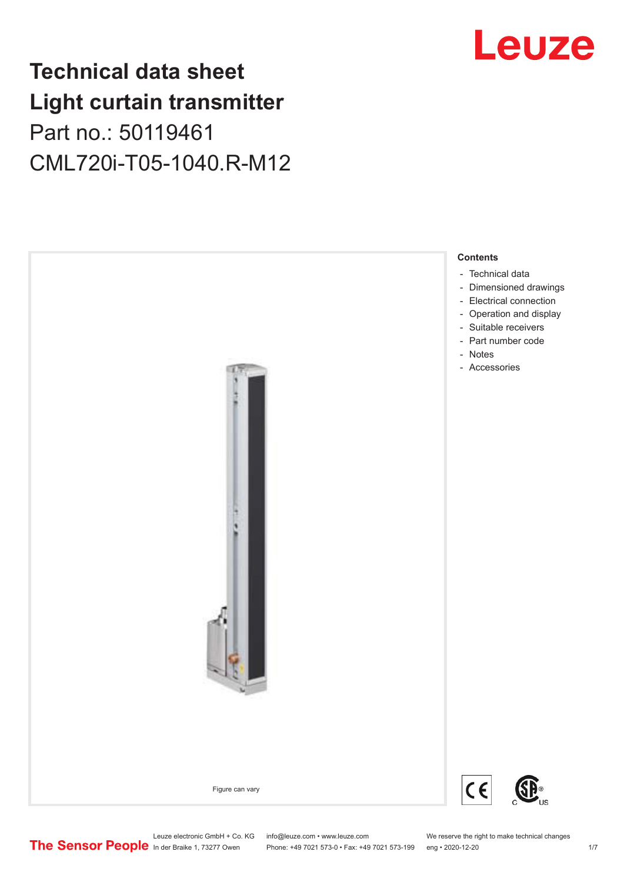Leuze

# Technical data sheet
# Light curtain transmitter

Part no.: 50119461

CML720i-T05-1040.R-M12

Figure can vary

**Contents**

- Technical data
- Dimensioned drawings
- Electrical connection
- Operation and display
- Suitable receivers
- Part number code
- Notes
- Accessories

The Sensor People

Leuze electronic GmbH + Co. KG
In der Braike 1, 73277 Owen

info@leuze.com • www.leuze.com
Phone: +49 7021 573-0 • Fax: +49 7021 573-199

We reserve the right to make technical changes
eng • 2020-12-20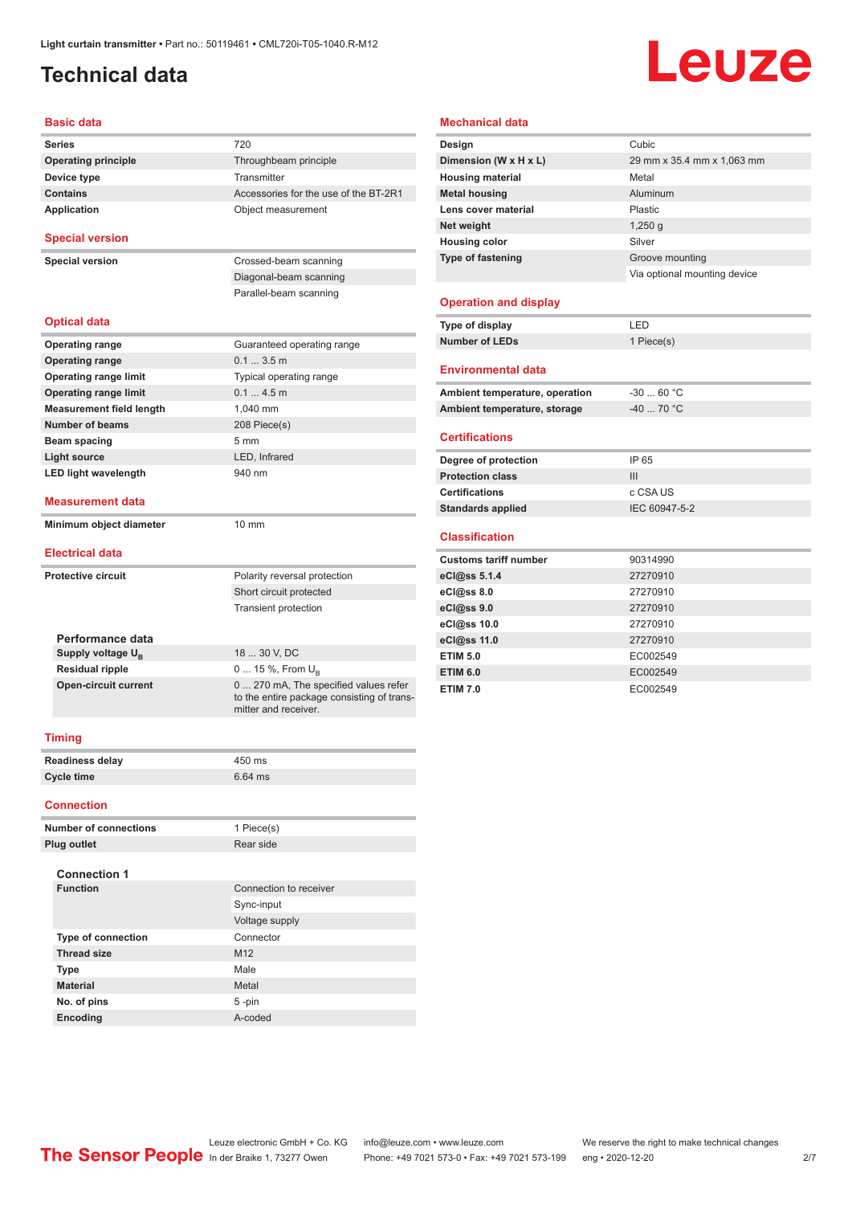Light curtain transmitter • Part no.: 50119461 • CML720i-T05-1040.R-M12

# Technical data

## Basic data

| | |
|---|---|
| Series | 720 |
| Operating principle | Throughbeam principle |
| Device type | Transmitter |
| Contains | Accessories for the use of the BT-2R1 |
| Application | Object measurement |

## Special version

| | |
|---|---|
| Special version | Crossed-beam scanning |
| | Diagonal-beam scanning |
| | Parallel-beam scanning |

## Optical data

| | |
|---|---|
| Operating range | Guaranteed operating range |
| Operating range | 0.1 ... 3.5 m |
| Operating range limit | Typical operating range |
| Operating range limit | 0.1 ... 4.5 m |
| Measurement field length | 1,040 mm |
| Number of beams | 208 Piece(s) |
| Beam spacing | 5 mm |
| Light source | LED, Infrared |
| LED light wavelength | 940 nm |

## Measurement data

| | |
|---|---|
| Minimum object diameter | 10 mm |

## Electrical data

| | |
|---|---|
| Protective circuit | Polarity reversal protection |
| | Short circuit protected |
| | Transient protection |

### Performance data

| | |
|---|---|
| Supply voltage $U_B$ | 18 ... 30 V, DC |
| Residual ripple | 0 ... 15 %, From $U_B$ |
| Open-circuit current | 0 ... 270 mA, The specified values refer to the entire package consisting of transmitter and receiver. |

## Timing

| | |
|---|---|
| Readiness delay | 450 ms |
| Cycle time | 6.64 ms |

## Connection

| | |
|---|---|
| Number of connections | 1 Piece(s) |
| Plug outlet | Rear side |

### Connection 1

| | |
|---|---|
| Function | Connection to receiver |
| | Sync-input |
| | Voltage supply |
| Type of connection | Connector |
| Thread size | M12 |
| Type | Male |
| Material | Metal |
| No. of pins | 5 -pin |
| Encoding | A-coded |

## Mechanical data

| | |
|---|---|
| Design | Cubic |
| Dimension (W x H x L) | 29 mm x 35.4 mm x 1,063 mm |
| Housing material | Metal |
| Metal housing | Aluminum |
| Lens cover material | Plastic |
| Net weight | 1,250 g |
| Housing color | Silver |
| Type of fastening | Groove mounting |
| | Via optional mounting device |

## Operation and display

| | |
|---|---|
| Type of display | LED |
| Number of LEDs | 1 Piece(s) |

## Environmental data

| | |
|---|---|
| Ambient temperature, operation | -30 ... 60 °C |
| Ambient temperature, storage | -40 ... 70 °C |

## Certifications

| | |
|---|---|
| Degree of protection | IP 65 |
| Protection class | III |
| Certifications | c CSA US |
| Standards applied | IEC 60947-5-2 |

## Classification

| | |
|---|---|
| Customs tariff number | 90314990 |
| eCl@ss 5.1.4 | 27270910 |
| eCl@ss 8.0 | 27270910 |
| eCl@ss 9.0 | 27270910 |
| eCl@ss 10.0 | 27270910 |
| eCl@ss 11.0 | 27270910 |
| ETIM 5.0 | EC002549 |
| ETIM 6.0 | EC002549 |
| ETIM 7.0 | EC002549 |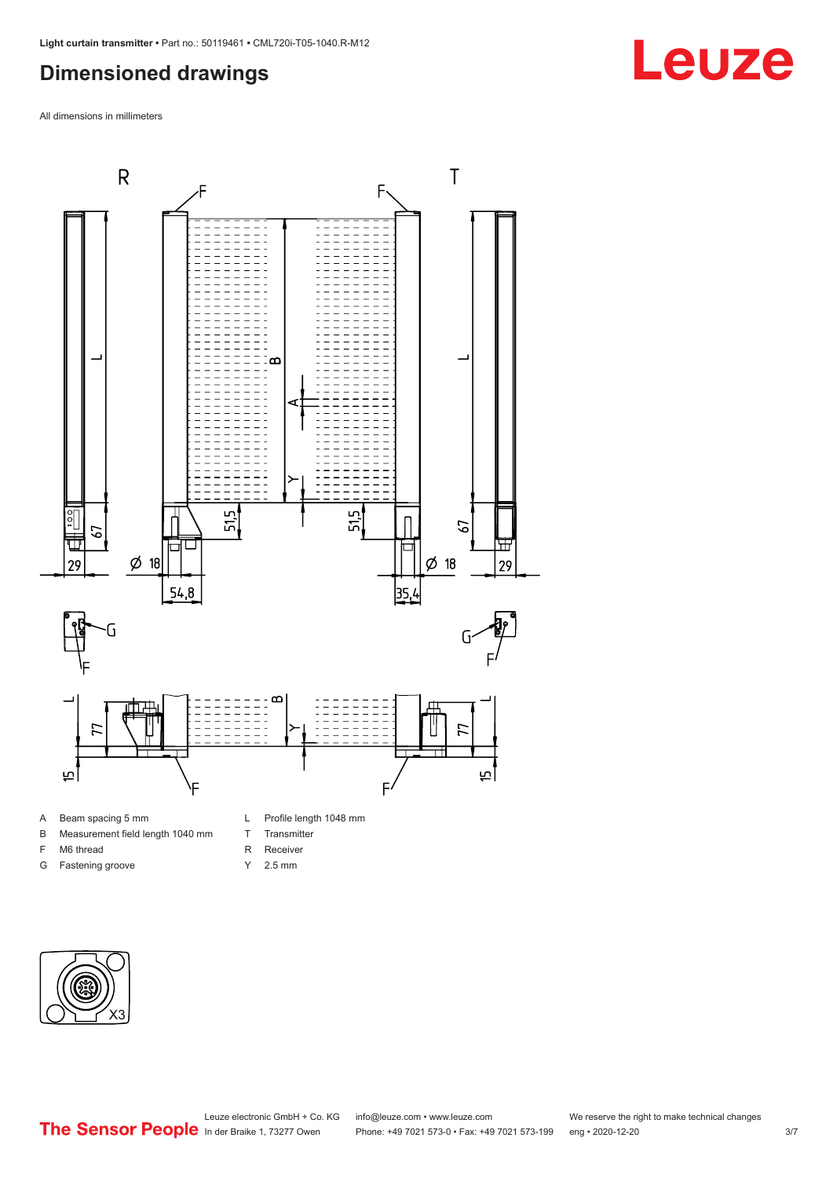## Dimensioned drawings

All dimensions in millimeters

A Beam spacing 5 mm
B Measurement field length 1040 mm
F M6 thread
G Fastening groove
L Profile length 1048 mm
T Transmitter
R Receiver
Y 2.5 mm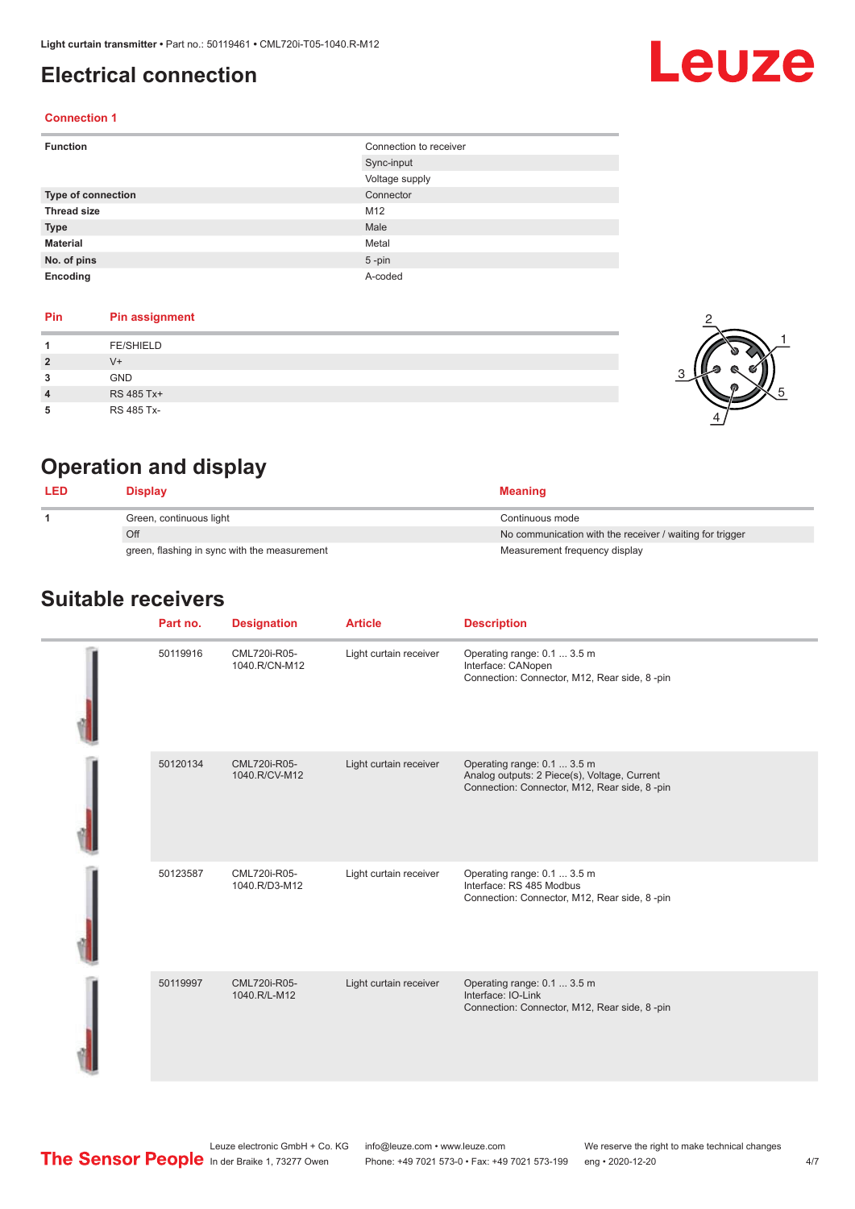# Electrical connection

### Connection 1

| Function | Connection to receiver |
|---|---|
| | Sync-input |
| | Voltage supply |
| Type of connection | Connector |
| Thread size | M12 |
| Type | Male |
| Material | Metal |
| No. of pins | 5 -pin |
| Encoding | A-coded |

| Pin | Pin assignment |
|---|---|
| 1 | FE/SHIELD |
| 2 | V+ |
| 3 | GND |
| 4 | RS 485 Tx+ |
| 5 | RS 485 Tx- |

# Operation and display

| LED | Display | Meaning |
|---|---|---|
| 1 | Green, continuous light | Continuous mode |
| | Off | No communication with the receiver / waiting for trigger |
| | green, flashing in sync with the measurement | Measurement frequency display |

# Suitable receivers

| Part no. | Designation | Article | Description |
|---|---|---|---|
| 50119916 | CML720i-R05-1040.R/CN-M12 | Light curtain receiver | Operating range: 0.1 ... 3.5 m<br>Interface: CANopen<br>Connection: Connector, M12, Rear side, 8 -pin |
| 50120134 | CML720i-R05-1040.R/CV-M12 | Light curtain receiver | Operating range: 0.1 ... 3.5 m<br>Analog outputs: 2 Piece(s), Voltage, Current<br>Connection: Connector, M12, Rear side, 8 -pin |
| 50123587 | CML720i-R05-1040.R/D3-M12 | Light curtain receiver | Operating range: 0.1 ... 3.5 m<br>Interface: RS 485 Modbus<br>Connection: Connector, M12, Rear side, 8 -pin |
| 50119997 | CML720i-R05-1040.R/L-M12 | Light curtain receiver | Operating range: 0.1 ... 3.5 m<br>Interface: IO-Link<br>Connection: Connector, M12, Rear side, 8 -pin |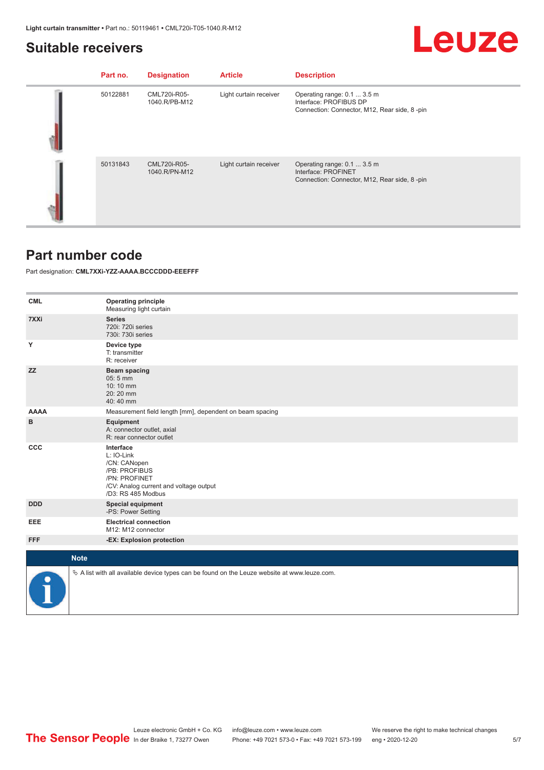## Suitable receivers

| Part no. | Designation | Article | Description |
|---|---|---|---|
| 50122881 | CML720i-R05-1040.R/PB-M12 | Light curtain receiver | Operating range: 0.1 ... 3.5 m<br>Interface: PROFIBUS DP<br>Connection: Connector, M12, Rear side, 8 -pin |
| 50131843 | CML720i-R05-1040.R/PN-M12 | Light curtain receiver | Operating range: 0.1 ... 3.5 m<br>Interface: PROFINET<br>Connection: Connector, M12, Rear side, 8 -pin |

## Part number code

Part designation: **CML7XXi-YZZ-AAAA.BCCCDDD-EEEFFF**

| | |
|---|---|
| **CML** | **Operating principle**<br>Measuring light curtain |
| **7XXi** | **Series**<br>720i: 720i series<br>730i: 730i series |
| **Y** | **Device type**<br>T: transmitter<br>R: receiver |
| **ZZ** | **Beam spacing**<br>05: 5 mm<br>10: 10 mm<br>20: 20 mm<br>40: 40 mm |
| **AAAA** | Measurement field length [mm], dependent on beam spacing |
| **B** | **Equipment**<br>A: connector outlet, axial<br>R: rear connector outlet |
| **CCC** | **Interface**<br>L: IO-Link<br>/CN: CANopen<br>/PB: PROFIBUS<br>/PN: PROFINET<br>/CV: Analog current and voltage output<br>/D3: RS 485 Modbus |
| **DDD** | **Special equipment**<br>-PS: Power Setting |
| **EEE** | **Electrical connection**<br>M12: M12 connector |
| **FFF** | **-EX: Explosion protection** |

**Note**

↳ A list with all available device types can be found on the Leuze website at www.leuze.com.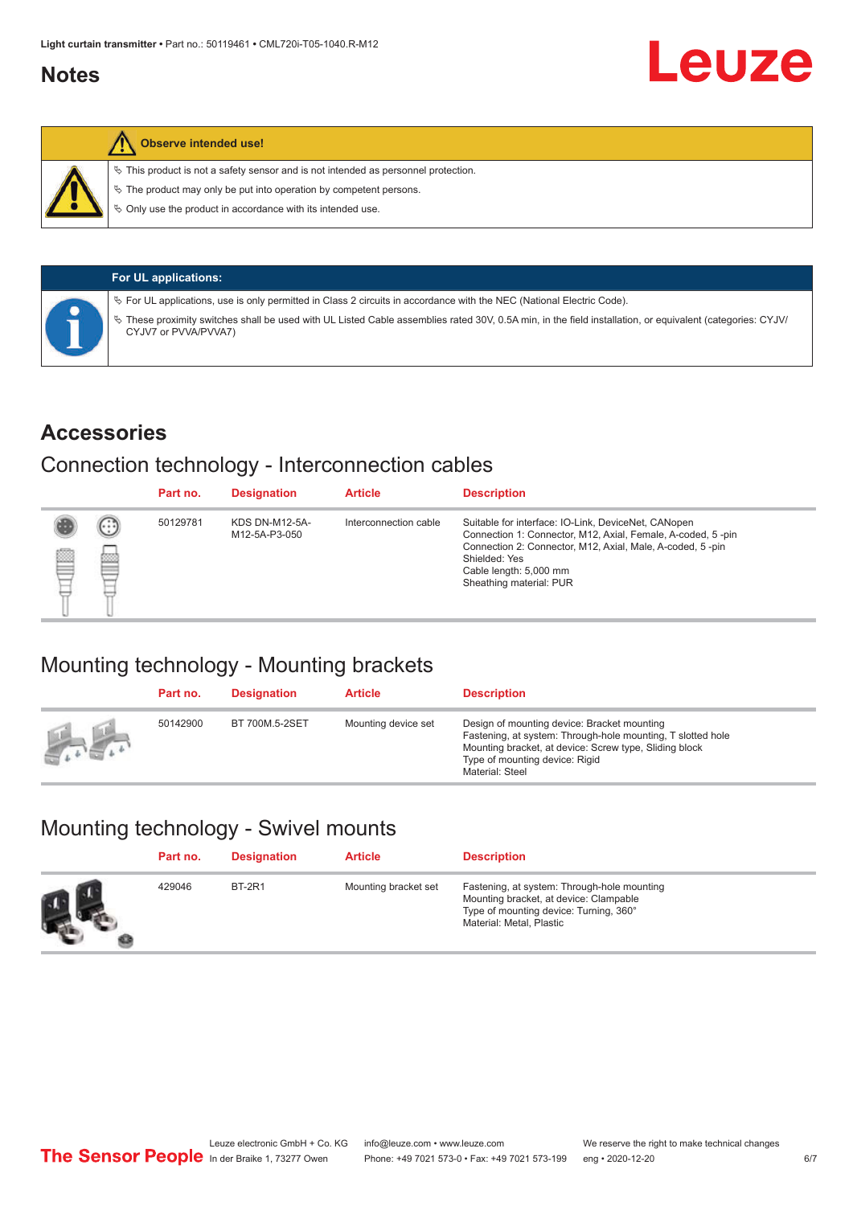## Notes

**Observe intended use!**

- This product is not a safety sensor and is not intended as personnel protection.
- The product may only be put into operation by competent persons.
- Only use the product in accordance with its intended use.

**For UL applications:**

- For UL applications, use is only permitted in Class 2 circuits in accordance with the NEC (National Electric Code).
- These proximity switches shall be used with UL Listed Cable assemblies rated 30V, 0.5A min, in the field installation, or equivalent (categories: CYJV/CYJV7 or PVVA/PVVA7)

## Accessories

### Connection technology - Interconnection cables

| Part no. | Designation | Article | Description |
|---|---|---|---|
| 50129781 | KDS DN-M12-5A-M12-5A-P3-050 | Interconnection cable | Suitable for interface: IO-Link, DeviceNet, CANopen<br>Connection 1: Connector, M12, Axial, Female, A-coded, 5 -pin<br>Connection 2: Connector, M12, Axial, Male, A-coded, 5 -pin<br>Shielded: Yes<br>Cable length: 5,000 mm<br>Sheathing material: PUR |

### Mounting technology - Mounting brackets

| Part no. | Designation | Article | Description |
|---|---|---|---|
| 50142900 | BT 700M.5-2SET | Mounting device set | Design of mounting device: Bracket mounting<br>Fastening, at system: Through-hole mounting, T slotted hole<br>Mounting bracket, at device: Screw type, Sliding block<br>Type of mounting device: Rigid<br>Material: Steel |

### Mounting technology - Swivel mounts

| Part no. | Designation | Article | Description |
|---|---|---|---|
| 429046 | BT-2R1 | Mounting bracket set | Fastening, at system: Through-hole mounting<br>Mounting bracket, at device: Clampable<br>Type of mounting device: Turning, 360°<br>Material: Metal, Plastic |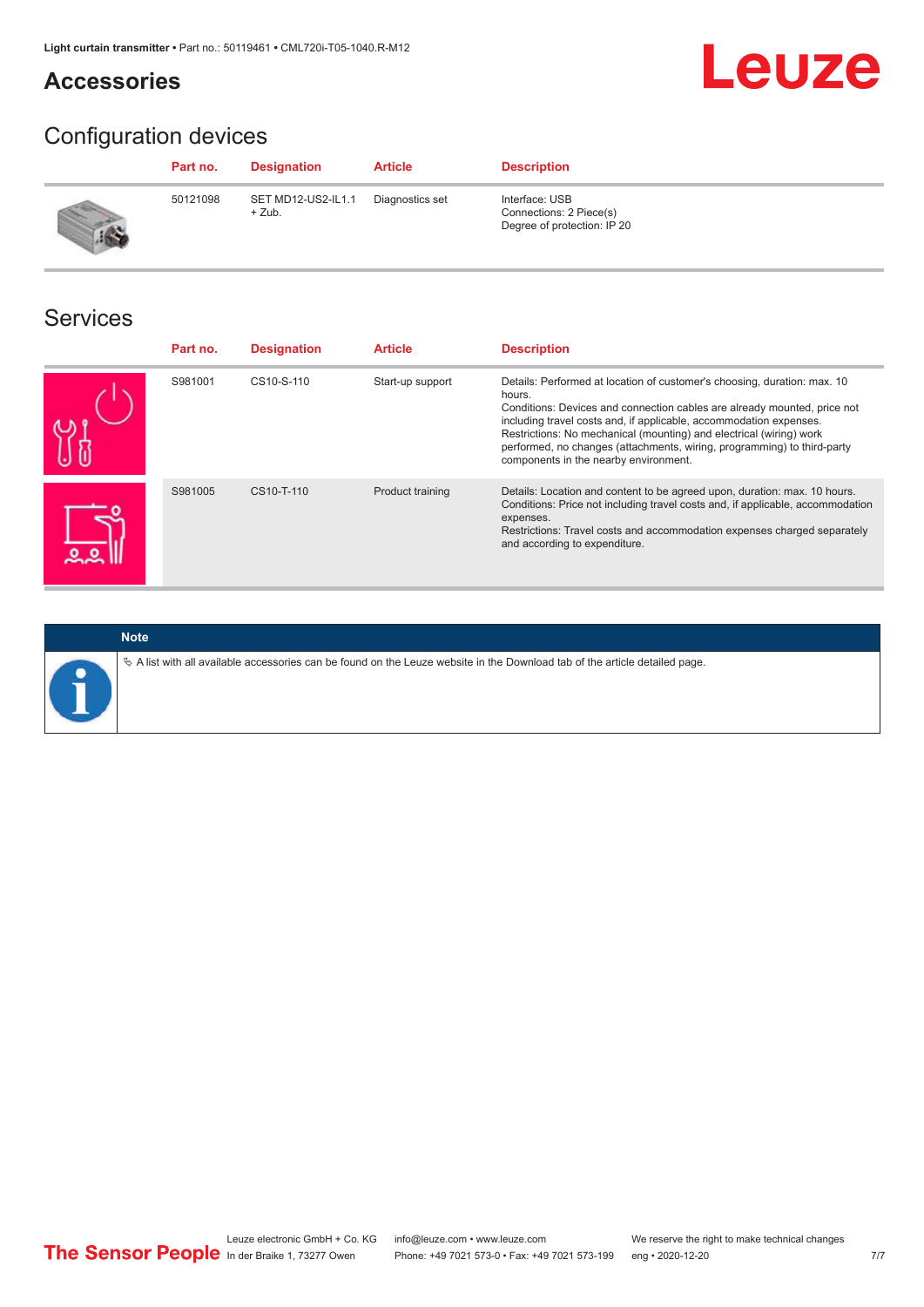## Accessories

### Configuration devices

| | Part no. | Designation | Article | Description |
|---|---|---|---|---|
| | 50121098 | SET MD12-US2-IL1.1 + Zub. | Diagnostics set | Interface: USB<br>Connections: 2 Piece(s)<br>Degree of protection: IP 20 |

### Services

| | Part no. | Designation | Article | Description |
|---|---|---|---|---|
| | S981001 | CS10-S-110 | Start-up support | Details: Performed at location of customer's choosing, duration: max. 10 hours.<br>Conditions: Devices and connection cables are already mounted, price not including travel costs and, if applicable, accommodation expenses.<br>Restrictions: No mechanical (mounting) and electrical (wiring) work performed, no changes (attachments, wiring, programming) to third-party components in the nearby environment. |
| | S981005 | CS10-T-110 | Product training | Details: Location and content to be agreed upon, duration: max. 10 hours.<br>Conditions: Price not including travel costs and, if applicable, accommodation expenses.<br>Restrictions: Travel costs and accommodation expenses charged separately and according to expenditure. |

**Note**

↳ A list with all available accessories can be found on the Leuze website in the Download tab of the article detailed page.